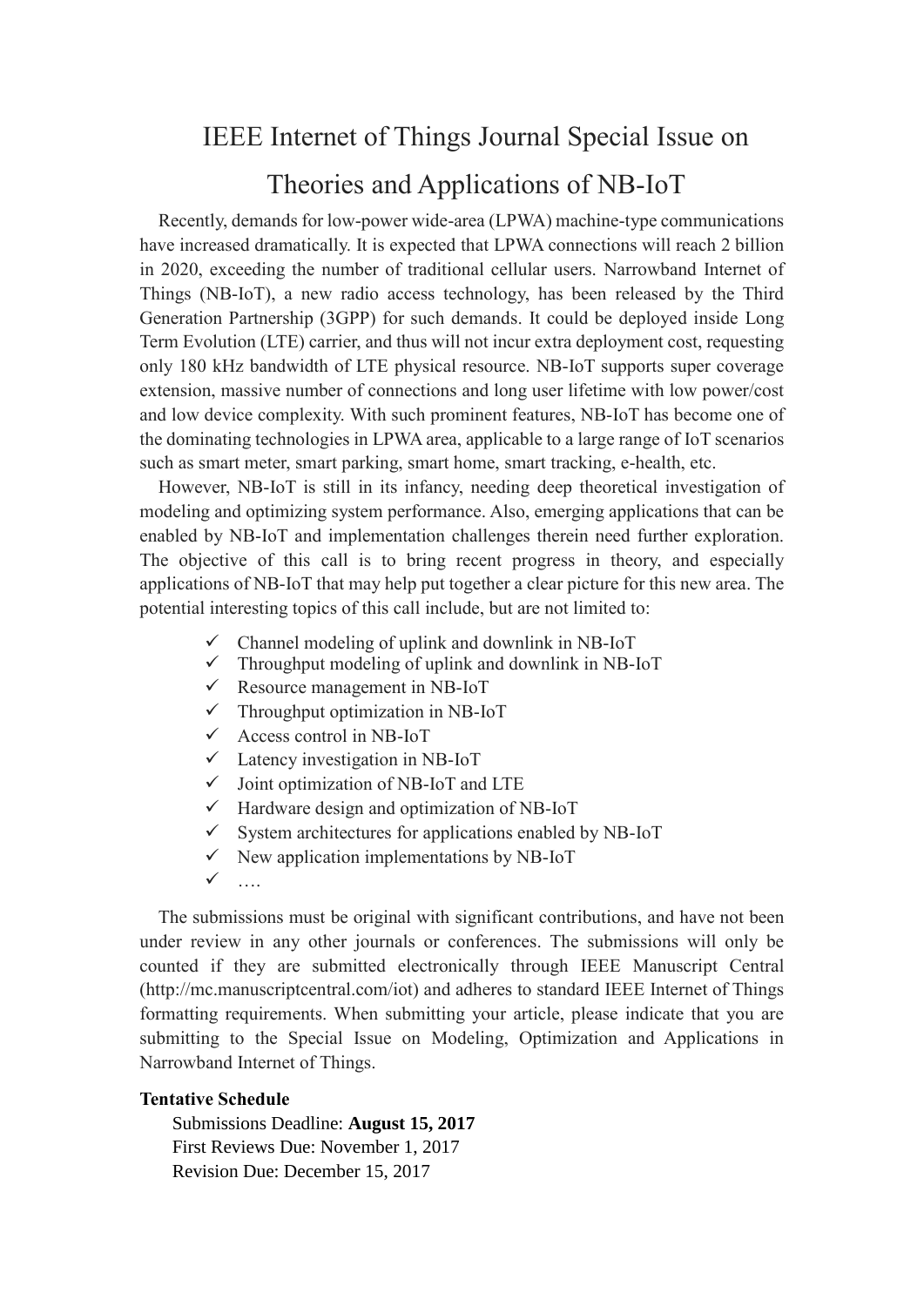# IEEE Internet of Things Journal Special Issue on Theories and Applications of NB-IoT

Recently, demands for low-power wide-area (LPWA) machine-type communications have increased dramatically. It is expected that LPWA connections will reach 2 billion in 2020, exceeding the number of traditional cellular users. Narrowband Internet of Things (NB-IoT), a new radio access technology, has been released by the Third Generation Partnership (3GPP) for such demands. It could be deployed inside Long Term Evolution (LTE) carrier, and thus will not incur extra deployment cost, requesting only 180 kHz bandwidth of LTE physical resource. NB-IoT supports super coverage extension, massive number of connections and long user lifetime with low power/cost and low device complexity. With such prominent features, NB-IoT has become one of the dominating technologies in LPWA area, applicable to a large range of IoT scenarios such as smart meter, smart parking, smart home, smart tracking, e-health, etc.

However, NB-IoT is still in its infancy, needing deep theoretical investigation of modeling and optimizing system performance. Also, emerging applications that can be enabled by NB-IoT and implementation challenges therein need further exploration. The objective of this call is to bring recent progress in theory, and especially applications of NB-IoT that may help put together a clear picture for this new area. The potential interesting topics of this call include, but are not limited to:

- ✓ Channel modeling of uplink and downlink in NB-IoT
- ✓ Throughput modeling of uplink and downlink in NB-IoT
- ✓ Resource management in NB-IoT
- ✓ Throughput optimization in NB-IoT
- ✓ Access control in NB-IoT
- ✓ Latency investigation in NB-IoT
- ✓ Joint optimization of NB-IoT and LTE
- ✓ Hardware design and optimization of NB-IoT
- ✓ System architectures for applications enabled by NB-IoT
- ✓ New application implementations by NB-IoT
- ✓ ….

The submissions must be original with significant contributions, and have not been under review in any other journals or conferences. The submissions will only be counted if they are submitted electronically through IEEE Manuscript Central (http://mc.manuscriptcentral.com/iot) and adheres to standard IEEE Internet of Things formatting requirements. When submitting your article, please indicate that you are submitting to the Special Issue on Modeling, Optimization and Applications in Narrowband Internet of Things.

**Tentative Schedule**

Submissions Deadline: **August 15, 2017**
First Reviews Due: November 1, 2017
Revision Due: December 15, 2017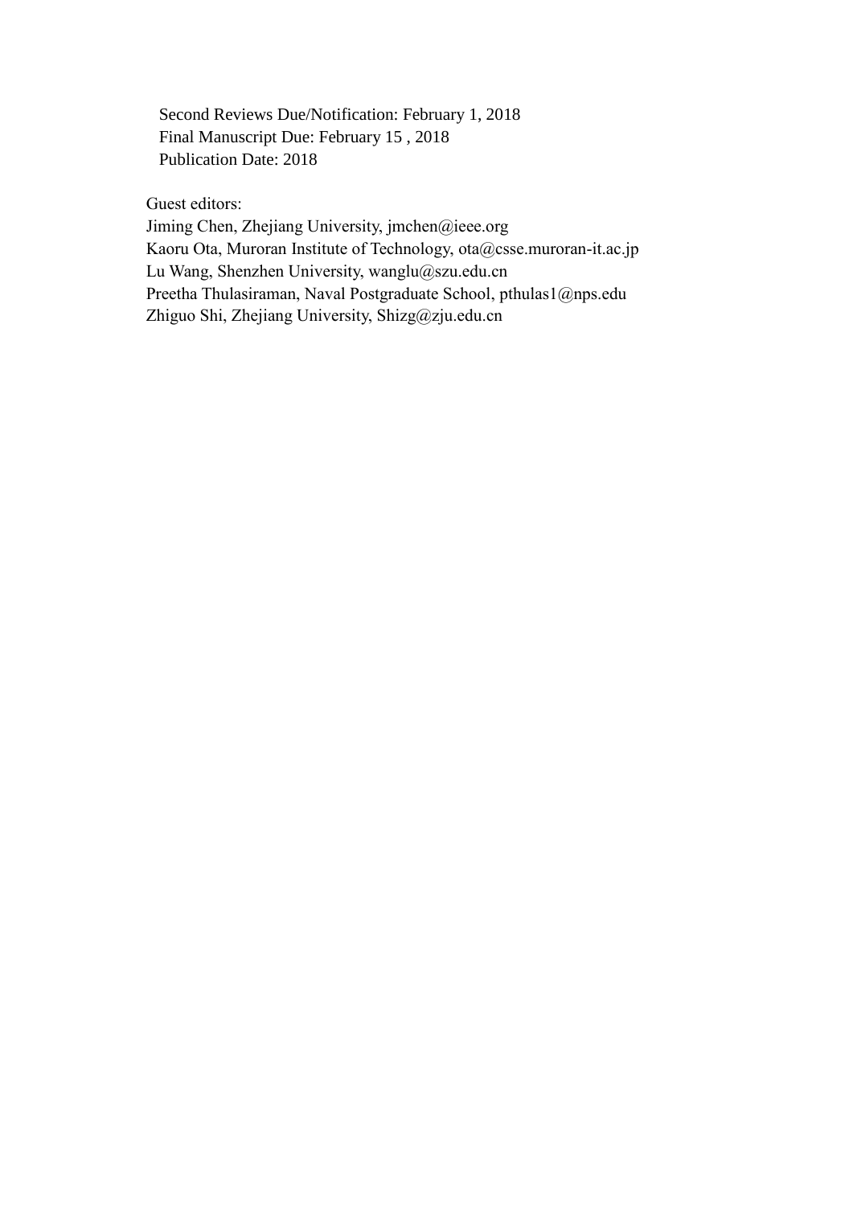- Second Reviews Due/Notification: February 1, 2018
- Final Manuscript Due: February 15 , 2018
- Publication Date: 2018

Guest editors:
Jiming Chen, Zhejiang University, jmchen@ieee.org
Kaoru Ota, Muroran Institute of Technology, ota@csse.muroran-it.ac.jp
Lu Wang, Shenzhen University, wanglu@szu.edu.cn
Preetha Thulasiraman, Naval Postgraduate School, pthulas1@nps.edu
Zhiguo Shi, Zhejiang University, Shizg@zju.edu.cn